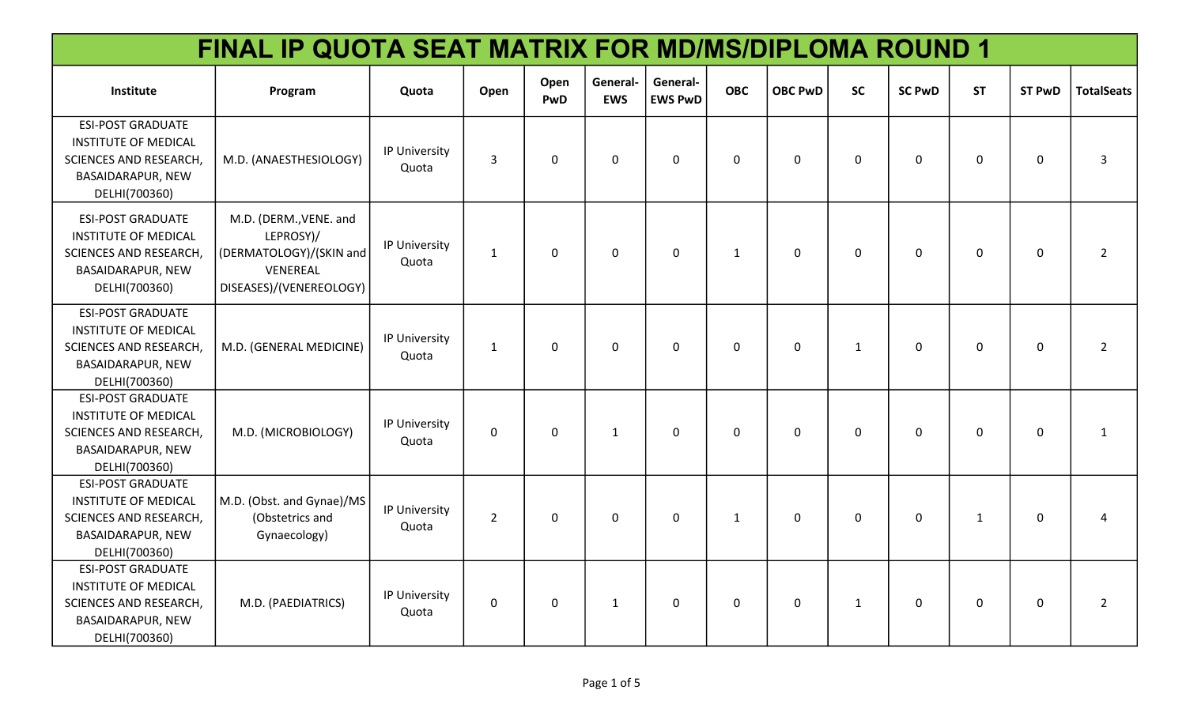# FINAL IP QUOTA SEAT MATRIX FOR MD/MS/DIPLOMA ROUND 1

| Institute | Program | Quota | Open | Open PwD | General-EWS | General-EWS PwD | OBC | OBC PwD | SC | SC PwD | ST | ST PwD | TotalSeats |
|---|---|---|---|---|---|---|---|---|---|---|---|---|---|
| ESI-POST GRADUATE INSTITUTE OF MEDICAL SCIENCES AND RESEARCH, BASAIDARAPUR, NEW DELHI(700360) | M.D. (ANAESTHESIOLOGY) | IP University Quota | 3 | 0 | 0 | 0 | 0 | 0 | 0 | 0 | 0 | 0 | 3 |
| ESI-POST GRADUATE INSTITUTE OF MEDICAL SCIENCES AND RESEARCH, BASAIDARAPUR, NEW DELHI(700360) | M.D. (DERM.,VENE. and LEPROSY)/(DERMATOLOGY)/(SKIN and VENEREAL DISEASES)/(VENEREOLOGY) | IP University Quota | 1 | 0 | 0 | 0 | 1 | 0 | 0 | 0 | 0 | 0 | 2 |
| ESI-POST GRADUATE INSTITUTE OF MEDICAL SCIENCES AND RESEARCH, BASAIDARAPUR, NEW DELHI(700360) | M.D. (GENERAL MEDICINE) | IP University Quota | 1 | 0 | 0 | 0 | 0 | 0 | 1 | 0 | 0 | 0 | 2 |
| ESI-POST GRADUATE INSTITUTE OF MEDICAL SCIENCES AND RESEARCH, BASAIDARAPUR, NEW DELHI(700360) | M.D. (MICROBIOLOGY) | IP University Quota | 0 | 0 | 1 | 0 | 0 | 0 | 0 | 0 | 0 | 0 | 1 |
| ESI-POST GRADUATE INSTITUTE OF MEDICAL SCIENCES AND RESEARCH, BASAIDARAPUR, NEW DELHI(700360) | M.D. (Obst. and Gynae)/MS (Obstetrics and Gynaecology) | IP University Quota | 2 | 0 | 0 | 0 | 1 | 0 | 0 | 0 | 1 | 0 | 4 |
| ESI-POST GRADUATE INSTITUTE OF MEDICAL SCIENCES AND RESEARCH, BASAIDARAPUR, NEW DELHI(700360) | M.D. (PAEDIATRICS) | IP University Quota | 0 | 0 | 1 | 0 | 0 | 0 | 1 | 0 | 0 | 0 | 2 |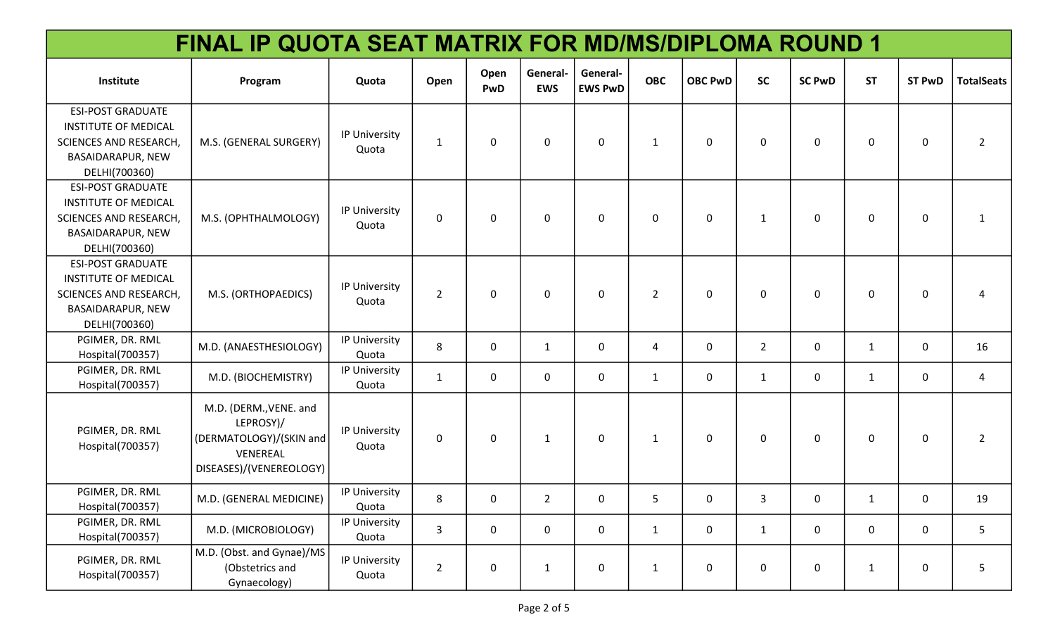# FINAL IP QUOTA SEAT MATRIX FOR MD/MS/DIPLOMA ROUND 1

| Institute | Program | Quota | Open | Open PwD | General-EWS | General-EWS PwD | OBC | OBC PwD | SC | SC PwD | ST | ST PwD | TotalSeats |
|---|---|---|---|---|---|---|---|---|---|---|---|---|---|
| ESI-POST GRADUATE INSTITUTE OF MEDICAL SCIENCES AND RESEARCH, BASAIDARAPUR, NEW DELHI(700360) | M.S. (GENERAL SURGERY) | IP University Quota | 1 | 0 | 0 | 0 | 1 | 0 | 0 | 0 | 0 | 0 | 2 |
| ESI-POST GRADUATE INSTITUTE OF MEDICAL SCIENCES AND RESEARCH, BASAIDARAPUR, NEW DELHI(700360) | M.S. (OPHTHALMOLOGY) | IP University Quota | 0 | 0 | 0 | 0 | 0 | 0 | 1 | 0 | 0 | 0 | 1 |
| ESI-POST GRADUATE INSTITUTE OF MEDICAL SCIENCES AND RESEARCH, BASAIDARAPUR, NEW DELHI(700360) | M.S. (ORTHOPAEDICS) | IP University Quota | 2 | 0 | 0 | 0 | 2 | 0 | 0 | 0 | 0 | 0 | 4 |
| PGIMER, DR. RML Hospital(700357) | M.D. (ANAESTHESIOLOGY) | IP University Quota | 8 | 0 | 1 | 0 | 4 | 0 | 2 | 0 | 1 | 0 | 16 |
| PGIMER, DR. RML Hospital(700357) | M.D. (BIOCHEMISTRY) | IP University Quota | 1 | 0 | 0 | 0 | 1 | 0 | 1 | 0 | 1 | 0 | 4 |
| PGIMER, DR. RML Hospital(700357) | M.D. (DERM.,VENE. and LEPROSY)/(DERMATOLOGY)/(SKIN and VENEREAL DISEASES)/(VENEREOLOGY) | IP University Quota | 0 | 0 | 1 | 0 | 1 | 0 | 0 | 0 | 0 | 0 | 2 |
| PGIMER, DR. RML Hospital(700357) | M.D. (GENERAL MEDICINE) | IP University Quota | 8 | 0 | 2 | 0 | 5 | 0 | 3 | 0 | 1 | 0 | 19 |
| PGIMER, DR. RML Hospital(700357) | M.D. (MICROBIOLOGY) | IP University Quota | 3 | 0 | 0 | 0 | 1 | 0 | 1 | 0 | 0 | 0 | 5 |
| PGIMER, DR. RML Hospital(700357) | M.D. (Obst. and Gynae)/MS (Obstetrics and Gynaecology) | IP University Quota | 2 | 0 | 1 | 0 | 1 | 0 | 0 | 0 | 1 | 0 | 5 |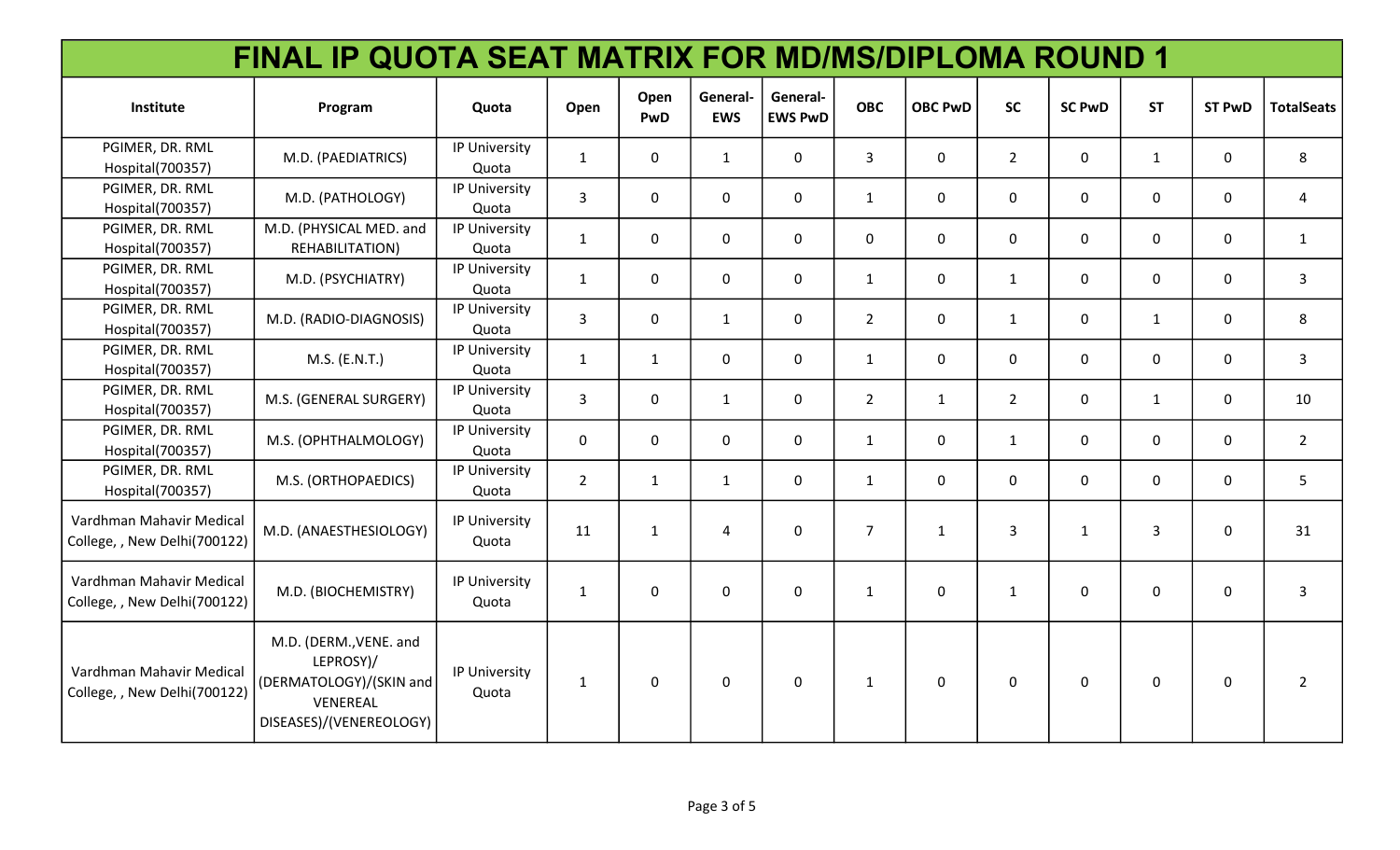# FINAL IP QUOTA SEAT MATRIX FOR MD/MS/DIPLOMA ROUND 1

| Institute | Program | Quota | Open | Open PwD | General-EWS | General-EWS PwD | OBC | OBC PwD | SC | SC PwD | ST | ST PwD | TotalSeats |
|---|---|---|---|---|---|---|---|---|---|---|---|---|---|
| PGIMER, DR. RML Hospital(700357) | M.D. (PAEDIATRICS) | IP University Quota | 1 | 0 | 1 | 0 | 3 | 0 | 2 | 0 | 1 | 0 | 8 |
| PGIMER, DR. RML Hospital(700357) | M.D. (PATHOLOGY) | IP University Quota | 3 | 0 | 0 | 0 | 1 | 0 | 0 | 0 | 0 | 0 | 4 |
| PGIMER, DR. RML Hospital(700357) | M.D. (PHYSICAL MED. and REHABILITATION) | IP University Quota | 1 | 0 | 0 | 0 | 0 | 0 | 0 | 0 | 0 | 0 | 1 |
| PGIMER, DR. RML Hospital(700357) | M.D. (PSYCHIATRY) | IP University Quota | 1 | 0 | 0 | 0 | 1 | 0 | 1 | 0 | 0 | 0 | 3 |
| PGIMER, DR. RML Hospital(700357) | M.D. (RADIO-DIAGNOSIS) | IP University Quota | 3 | 0 | 1 | 0 | 2 | 0 | 1 | 0 | 1 | 0 | 8 |
| PGIMER, DR. RML Hospital(700357) | M.S. (E.N.T.) | IP University Quota | 1 | 1 | 0 | 0 | 1 | 0 | 0 | 0 | 0 | 0 | 3 |
| PGIMER, DR. RML Hospital(700357) | M.S. (GENERAL SURGERY) | IP University Quota | 3 | 0 | 1 | 0 | 2 | 1 | 2 | 0 | 1 | 0 | 10 |
| PGIMER, DR. RML Hospital(700357) | M.S. (OPHTHALMOLOGY) | IP University Quota | 0 | 0 | 0 | 0 | 1 | 0 | 1 | 0 | 0 | 0 | 2 |
| PGIMER, DR. RML Hospital(700357) | M.S. (ORTHOPAEDICS) | IP University Quota | 2 | 1 | 1 | 0 | 1 | 0 | 0 | 0 | 0 | 0 | 5 |
| Vardhman Mahavir Medical College, , New Delhi(700122) | M.D. (ANAESTHESIOLOGY) | IP University Quota | 11 | 1 | 4 | 0 | 7 | 1 | 3 | 1 | 3 | 0 | 31 |
| Vardhman Mahavir Medical College, , New Delhi(700122) | M.D. (BIOCHEMISTRY) | IP University Quota | 1 | 0 | 0 | 0 | 1 | 0 | 1 | 0 | 0 | 0 | 3 |
| Vardhman Mahavir Medical College, , New Delhi(700122) | M.D. (DERM.,VENE. and LEPROSY)/(DERMATOLOGY)/(SKIN and VENEREAL DISEASES)/(VENEREOLOGY) | IP University Quota | 1 | 0 | 0 | 0 | 1 | 0 | 0 | 0 | 0 | 0 | 2 |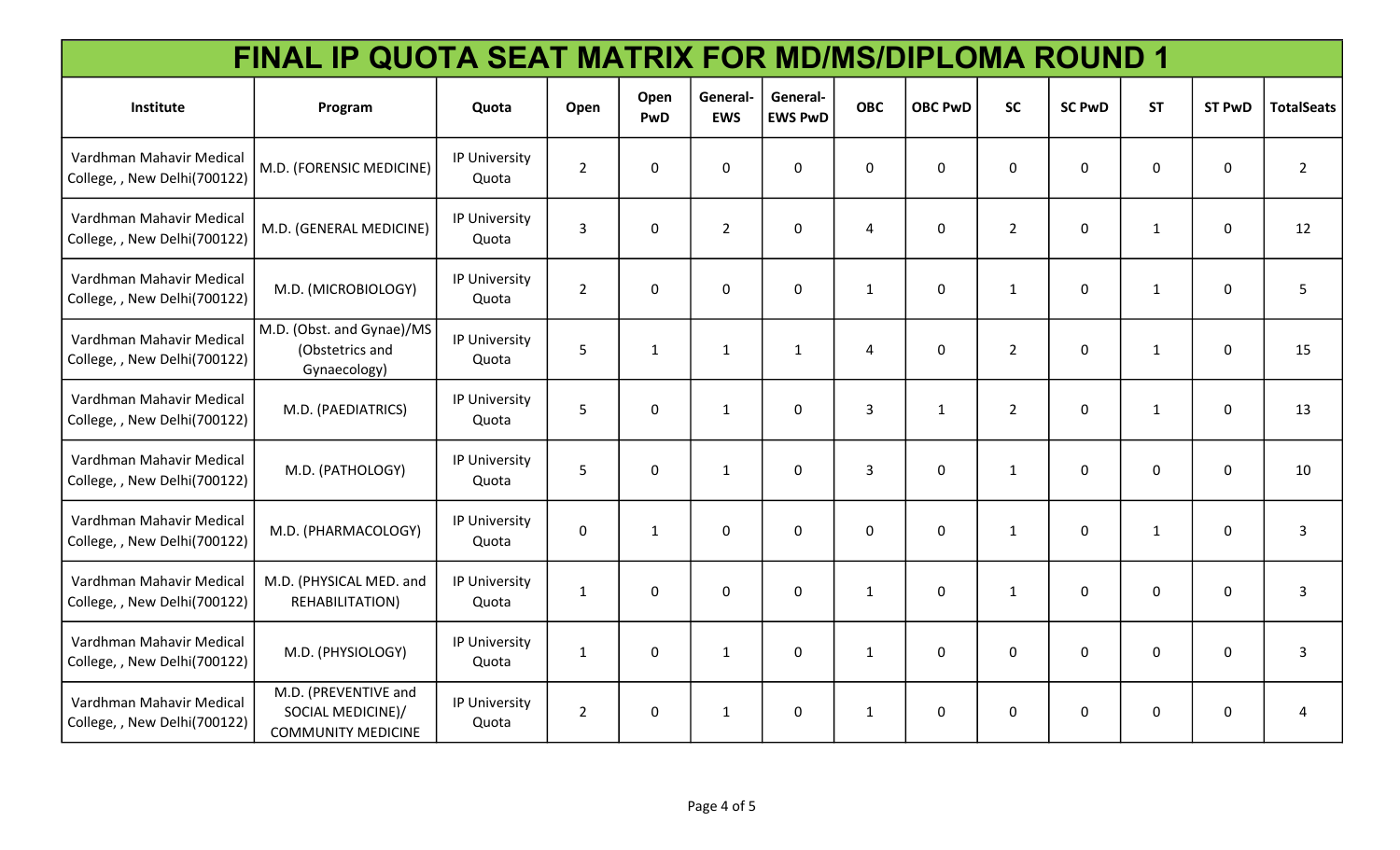# FINAL IP QUOTA SEAT MATRIX FOR MD/MS/DIPLOMA ROUND 1

| Institute | Program | Quota | Open | Open PwD | General-EWS | General-EWS PwD | OBC | OBC PwD | SC | SC PwD | ST | ST PwD | TotalSeats |
|---|---|---|---|---|---|---|---|---|---|---|---|---|---|
| Vardhman Mahavir Medical College, , New Delhi(700122) | M.D. (FORENSIC MEDICINE) | IP University Quota | 2 | 0 | 0 | 0 | 0 | 0 | 0 | 0 | 0 | 0 | 2 |
| Vardhman Mahavir Medical College, , New Delhi(700122) | M.D. (GENERAL MEDICINE) | IP University Quota | 3 | 0 | 2 | 0 | 4 | 0 | 2 | 0 | 1 | 0 | 12 |
| Vardhman Mahavir Medical College, , New Delhi(700122) | M.D. (MICROBIOLOGY) | IP University Quota | 2 | 0 | 0 | 0 | 1 | 0 | 1 | 0 | 1 | 0 | 5 |
| Vardhman Mahavir Medical College, , New Delhi(700122) | M.D. (Obst. and Gynae)/MS (Obstetrics and Gynaecology) | IP University Quota | 5 | 1 | 1 | 1 | 4 | 0 | 2 | 0 | 1 | 0 | 15 |
| Vardhman Mahavir Medical College, , New Delhi(700122) | M.D. (PAEDIATRICS) | IP University Quota | 5 | 0 | 1 | 0 | 3 | 1 | 2 | 0 | 1 | 0 | 13 |
| Vardhman Mahavir Medical College, , New Delhi(700122) | M.D. (PATHOLOGY) | IP University Quota | 5 | 0 | 1 | 0 | 3 | 0 | 1 | 0 | 0 | 0 | 10 |
| Vardhman Mahavir Medical College, , New Delhi(700122) | M.D. (PHARMACOLOGY) | IP University Quota | 0 | 1 | 0 | 0 | 0 | 0 | 1 | 0 | 1 | 0 | 3 |
| Vardhman Mahavir Medical College, , New Delhi(700122) | M.D. (PHYSICAL MED. and REHABILITATION) | IP University Quota | 1 | 0 | 0 | 0 | 1 | 0 | 1 | 0 | 0 | 0 | 3 |
| Vardhman Mahavir Medical College, , New Delhi(700122) | M.D. (PHYSIOLOGY) | IP University Quota | 1 | 0 | 1 | 0 | 1 | 0 | 0 | 0 | 0 | 0 | 3 |
| Vardhman Mahavir Medical College, , New Delhi(700122) | M.D. (PREVENTIVE and SOCIAL MEDICINE)/ COMMUNITY MEDICINE | IP University Quota | 2 | 0 | 1 | 0 | 1 | 0 | 0 | 0 | 0 | 0 | 4 |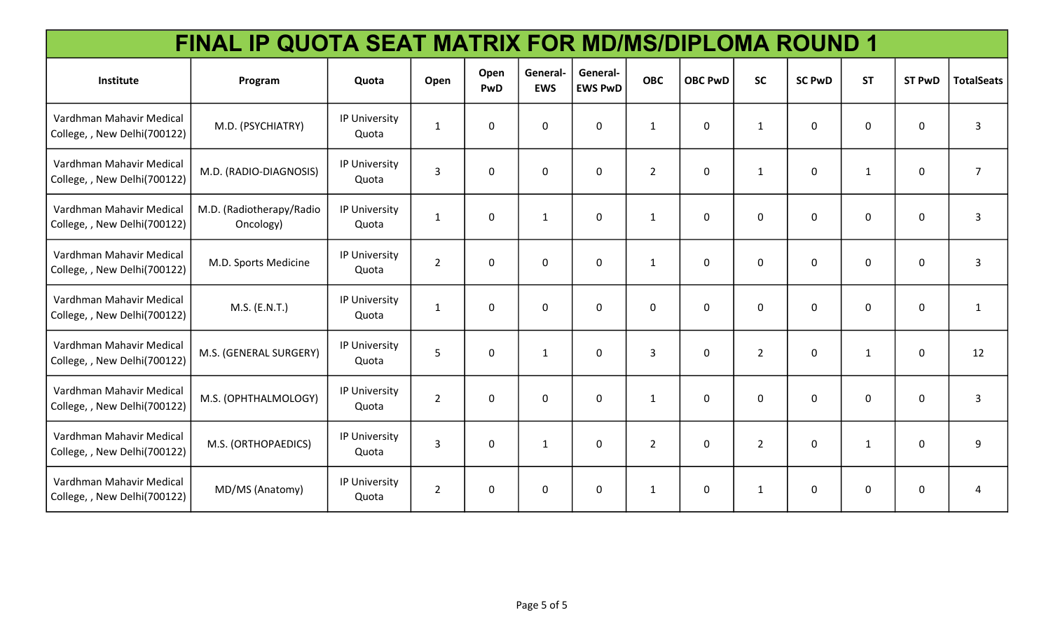# FINAL IP QUOTA SEAT MATRIX FOR MD/MS/DIPLOMA ROUND 1

| Institute | Program | Quota | Open | Open PwD | General-EWS | General-EWS PwD | OBC | OBC PwD | SC | SC PwD | ST | ST PwD | TotalSeats |
|---|---|---|---|---|---|---|---|---|---|---|---|---|---|
| Vardhman Mahavir Medical College, , New Delhi(700122) | M.D. (PSYCHIATRY) | IP University Quota | 1 | 0 | 0 | 0 | 1 | 0 | 1 | 0 | 0 | 0 | 3 |
| Vardhman Mahavir Medical College, , New Delhi(700122) | M.D. (RADIO-DIAGNOSIS) | IP University Quota | 3 | 0 | 0 | 0 | 2 | 0 | 1 | 0 | 1 | 0 | 7 |
| Vardhman Mahavir Medical College, , New Delhi(700122) | M.D. (Radiotherapy/Radio Oncology) | IP University Quota | 1 | 0 | 1 | 0 | 1 | 0 | 0 | 0 | 0 | 0 | 3 |
| Vardhman Mahavir Medical College, , New Delhi(700122) | M.D. Sports Medicine | IP University Quota | 2 | 0 | 0 | 0 | 1 | 0 | 0 | 0 | 0 | 0 | 3 |
| Vardhman Mahavir Medical College, , New Delhi(700122) | M.S. (E.N.T.) | IP University Quota | 1 | 0 | 0 | 0 | 0 | 0 | 0 | 0 | 0 | 0 | 1 |
| Vardhman Mahavir Medical College, , New Delhi(700122) | M.S. (GENERAL SURGERY) | IP University Quota | 5 | 0 | 1 | 0 | 3 | 0 | 2 | 0 | 1 | 0 | 12 |
| Vardhman Mahavir Medical College, , New Delhi(700122) | M.S. (OPHTHALMOLOGY) | IP University Quota | 2 | 0 | 0 | 0 | 1 | 0 | 0 | 0 | 0 | 0 | 3 |
| Vardhman Mahavir Medical College, , New Delhi(700122) | M.S. (ORTHOPAEDICS) | IP University Quota | 3 | 0 | 1 | 0 | 2 | 0 | 2 | 0 | 1 | 0 | 9 |
| Vardhman Mahavir Medical College, , New Delhi(700122) | MD/MS (Anatomy) | IP University Quota | 2 | 0 | 0 | 0 | 1 | 0 | 1 | 0 | 0 | 0 | 4 |